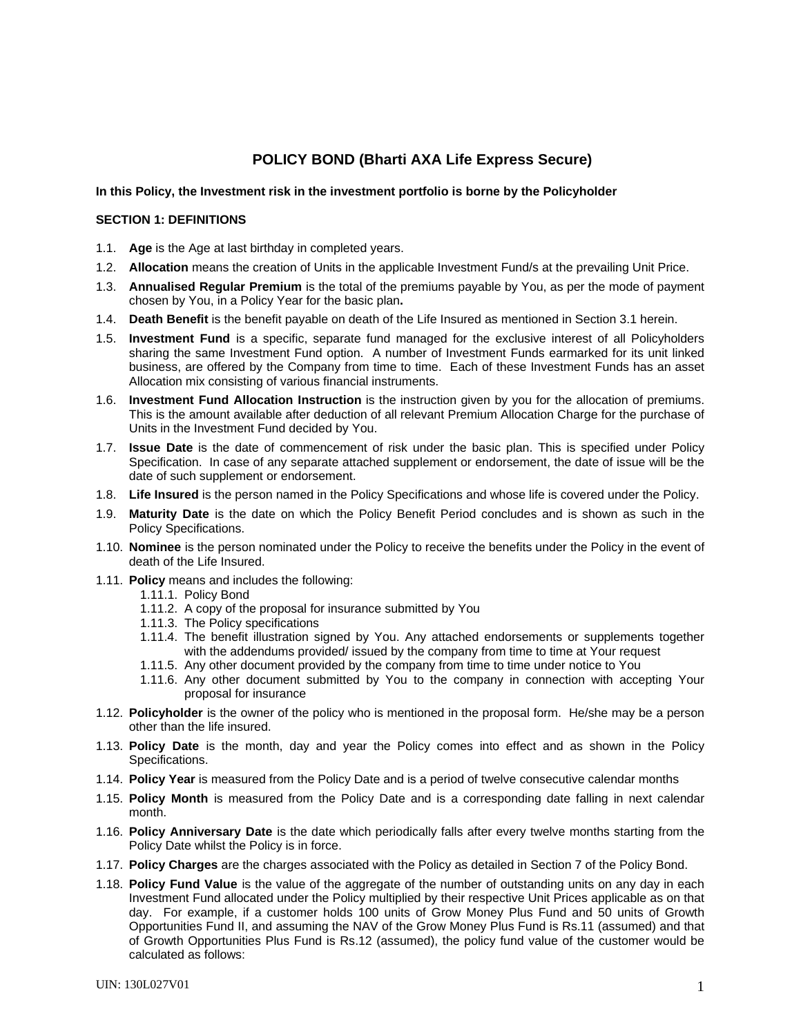# POLICY BOND (Bharti AXA Life Express Secure)

**In this Policy, the Investment risk in the investment portfolio is borne by the Policyholder**

## SECTION 1: DEFINITIONS

1.1. **Age** is the Age at last birthday in completed years.

1.2. **Allocation** means the creation of Units in the applicable Investment Fund/s at the prevailing Unit Price.

1.3. **Annualised Regular Premium** is the total of the premiums payable by You, as per the mode of payment chosen by You, in a Policy Year for the basic plan**.**

1.4. **Death Benefit** is the benefit payable on death of the Life Insured as mentioned in Section 3.1 herein.

1.5. **Investment Fund** is a specific, separate fund managed for the exclusive interest of all Policyholders sharing the same Investment Fund option. A number of Investment Funds earmarked for its unit linked business, are offered by the Company from time to time. Each of these Investment Funds has an asset Allocation mix consisting of various financial instruments.

1.6. **Investment Fund Allocation Instruction** is the instruction given by you for the allocation of premiums. This is the amount available after deduction of all relevant Premium Allocation Charge for the purchase of Units in the Investment Fund decided by You.

1.7. **Issue Date** is the date of commencement of risk under the basic plan. This is specified under Policy Specification. In case of any separate attached supplement or endorsement, the date of issue will be the date of such supplement or endorsement.

1.8. **Life Insured** is the person named in the Policy Specifications and whose life is covered under the Policy.

1.9. **Maturity Date** is the date on which the Policy Benefit Period concludes and is shown as such in the Policy Specifications.

1.10. **Nominee** is the person nominated under the Policy to receive the benefits under the Policy in the event of death of the Life Insured.

1.11. **Policy** means and includes the following:
   - 1.11.1. Policy Bond
   - 1.11.2. A copy of the proposal for insurance submitted by You
   - 1.11.3. The Policy specifications
   - 1.11.4. The benefit illustration signed by You. Any attached endorsements or supplements together with the addendums provided/ issued by the company from time to time at Your request
   - 1.11.5. Any other document provided by the company from time to time under notice to You
   - 1.11.6. Any other document submitted by You to the company in connection with accepting Your proposal for insurance

1.12. **Policyholder** is the owner of the policy who is mentioned in the proposal form. He/she may be a person other than the life insured.

1.13. **Policy Date** is the month, day and year the Policy comes into effect and as shown in the Policy Specifications.

1.14. **Policy Year** is measured from the Policy Date and is a period of twelve consecutive calendar months

1.15. **Policy Month** is measured from the Policy Date and is a corresponding date falling in next calendar month.

1.16. **Policy Anniversary Date** is the date which periodically falls after every twelve months starting from the Policy Date whilst the Policy is in force.

1.17. **Policy Charges** are the charges associated with the Policy as detailed in Section 7 of the Policy Bond.

1.18. **Policy Fund Value** is the value of the aggregate of the number of outstanding units on any day in each Investment Fund allocated under the Policy multiplied by their respective Unit Prices applicable as on that day. For example, if a customer holds 100 units of Grow Money Plus Fund and 50 units of Growth Opportunities Fund II, and assuming the NAV of the Grow Money Plus Fund is Rs.11 (assumed) and that of Growth Opportunities Plus Fund is Rs.12 (assumed), the policy fund value of the customer would be calculated as follows: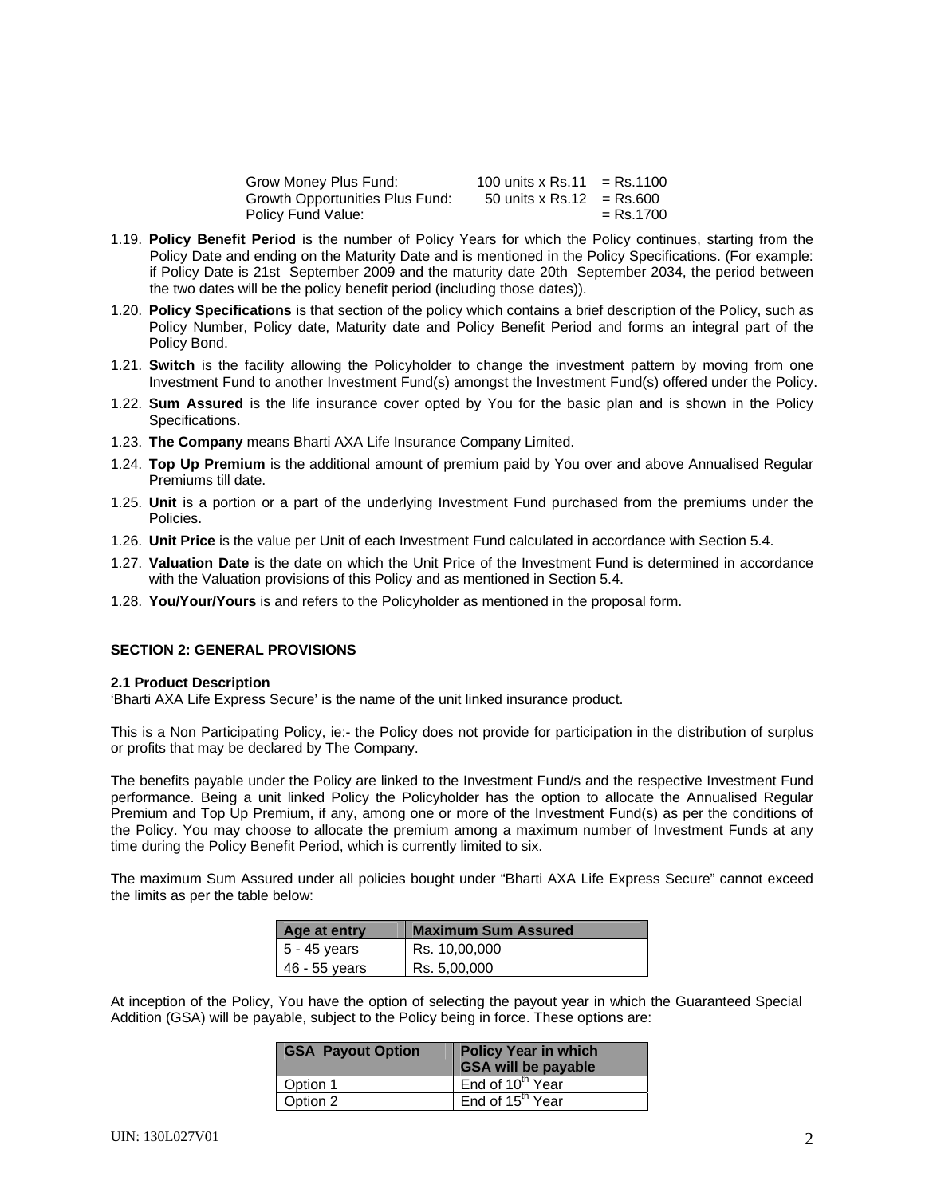| | | |
|---|---|---|
| Grow Money Plus Fund: | 100 units x Rs.11 | = Rs.1100 |
| Growth Opportunities Plus Fund: | 50 units x Rs.12 | = Rs.600 |
| Policy Fund Value: | | = Rs.1700 |

1.19. **Policy Benefit Period** is the number of Policy Years for which the Policy continues, starting from the Policy Date and ending on the Maturity Date and is mentioned in the Policy Specifications. (For example: if Policy Date is 21st September 2009 and the maturity date 20th September 2034, the period between the two dates will be the policy benefit period (including those dates)).

1.20. **Policy Specifications** is that section of the policy which contains a brief description of the Policy, such as Policy Number, Policy date, Maturity date and Policy Benefit Period and forms an integral part of the Policy Bond.

1.21. **Switch** is the facility allowing the Policyholder to change the investment pattern by moving from one Investment Fund to another Investment Fund(s) amongst the Investment Fund(s) offered under the Policy.

1.22. **Sum Assured** is the life insurance cover opted by You for the basic plan and is shown in the Policy Specifications.

1.23. **The Company** means Bharti AXA Life Insurance Company Limited.

1.24. **Top Up Premium** is the additional amount of premium paid by You over and above Annualised Regular Premiums till date.

1.25. **Unit** is a portion or a part of the underlying Investment Fund purchased from the premiums under the Policies.

1.26. **Unit Price** is the value per Unit of each Investment Fund calculated in accordance with Section 5.4.

1.27. **Valuation Date** is the date on which the Unit Price of the Investment Fund is determined in accordance with the Valuation provisions of this Policy and as mentioned in Section 5.4.

1.28. **You/Your/Yours** is and refers to the Policyholder as mentioned in the proposal form.

## SECTION 2: GENERAL PROVISIONS

### 2.1 Product Description

'Bharti AXA Life Express Secure' is the name of the unit linked insurance product.

This is a Non Participating Policy, ie:- the Policy does not provide for participation in the distribution of surplus or profits that may be declared by The Company.

The benefits payable under the Policy are linked to the Investment Fund/s and the respective Investment Fund performance. Being a unit linked Policy the Policyholder has the option to allocate the Annualised Regular Premium and Top Up Premium, if any, among one or more of the Investment Fund(s) as per the conditions of the Policy. You may choose to allocate the premium among a maximum number of Investment Funds at any time during the Policy Benefit Period, which is currently limited to six.

The maximum Sum Assured under all policies bought under "Bharti AXA Life Express Secure" cannot exceed the limits as per the table below:

| Age at entry | Maximum Sum Assured |
|---|---|
| 5 - 45 years | Rs. 10,00,000 |
| 46 - 55 years | Rs. 5,00,000 |

At inception of the Policy, You have the option of selecting the payout year in which the Guaranteed Special Addition (GSA) will be payable, subject to the Policy being in force. These options are:

| GSA Payout Option | Policy Year in which GSA will be payable |
|---|---|
| Option 1 | End of 10th Year |
| Option 2 | End of 15th Year |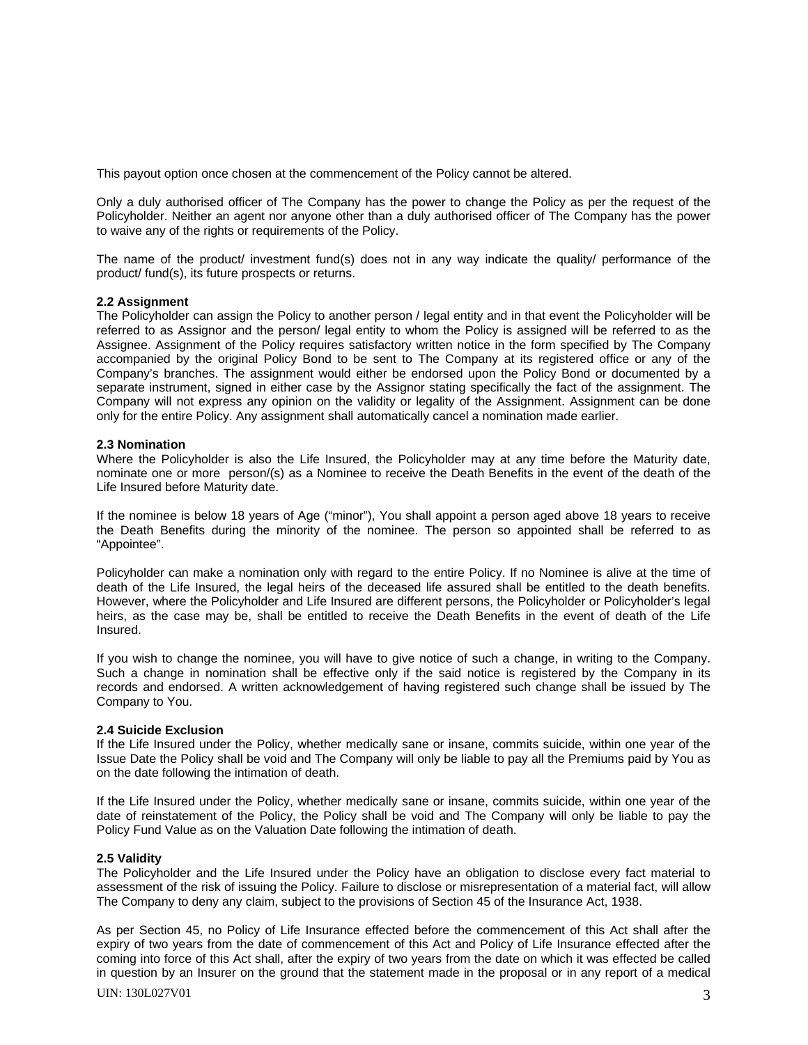This payout option once chosen at the commencement of the Policy cannot be altered.

Only a duly authorised officer of The Company has the power to change the Policy as per the request of the Policyholder. Neither an agent nor anyone other than a duly authorised officer of The Company has the power to waive any of the rights or requirements of the Policy.

The name of the product/ investment fund(s) does not in any way indicate the quality/ performance of the product/ fund(s), its future prospects or returns.

**2.2 Assignment**

The Policyholder can assign the Policy to another person / legal entity and in that event the Policyholder will be referred to as Assignor and the person/ legal entity to whom the Policy is assigned will be referred to as the Assignee. Assignment of the Policy requires satisfactory written notice in the form specified by The Company accompanied by the original Policy Bond to be sent to The Company at its registered office or any of the Company's branches. The assignment would either be endorsed upon the Policy Bond or documented by a separate instrument, signed in either case by the Assignor stating specifically the fact of the assignment. The Company will not express any opinion on the validity or legality of the Assignment. Assignment can be done only for the entire Policy. Any assignment shall automatically cancel a nomination made earlier.

**2.3 Nomination**

Where the Policyholder is also the Life Insured, the Policyholder may at any time before the Maturity date, nominate one or more person/(s) as a Nominee to receive the Death Benefits in the event of the death of the Life Insured before Maturity date.

If the nominee is below 18 years of Age ("minor"), You shall appoint a person aged above 18 years to receive the Death Benefits during the minority of the nominee. The person so appointed shall be referred to as "Appointee".

Policyholder can make a nomination only with regard to the entire Policy. If no Nominee is alive at the time of death of the Life Insured, the legal heirs of the deceased life assured shall be entitled to the death benefits. However, where the Policyholder and Life Insured are different persons, the Policyholder or Policyholder's legal heirs, as the case may be, shall be entitled to receive the Death Benefits in the event of death of the Life Insured.

If you wish to change the nominee, you will have to give notice of such a change, in writing to the Company. Such a change in nomination shall be effective only if the said notice is registered by the Company in its records and endorsed. A written acknowledgement of having registered such change shall be issued by The Company to You.

**2.4 Suicide Exclusion**

If the Life Insured under the Policy, whether medically sane or insane, commits suicide, within one year of the Issue Date the Policy shall be void and The Company will only be liable to pay all the Premiums paid by You as on the date following the intimation of death.

If the Life Insured under the Policy, whether medically sane or insane, commits suicide, within one year of the date of reinstatement of the Policy, the Policy shall be void and The Company will only be liable to pay the Policy Fund Value as on the Valuation Date following the intimation of death.

**2.5 Validity**

The Policyholder and the Life Insured under the Policy have an obligation to disclose every fact material to assessment of the risk of issuing the Policy. Failure to disclose or misrepresentation of a material fact, will allow The Company to deny any claim, subject to the provisions of Section 45 of the Insurance Act, 1938.

As per Section 45, no Policy of Life Insurance effected before the commencement of this Act shall after the expiry of two years from the date of commencement of this Act and Policy of Life Insurance effected after the coming into force of this Act shall, after the expiry of two years from the date on which it was effected be called in question by an Insurer on the ground that the statement made in the proposal or in any report of a medical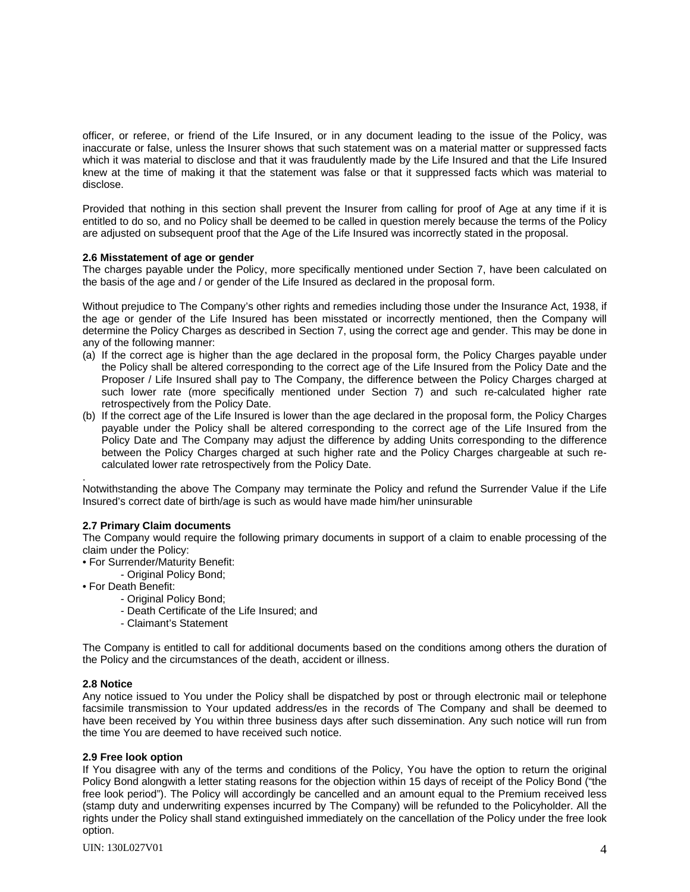officer, or referee, or friend of the Life Insured, or in any document leading to the issue of the Policy, was inaccurate or false, unless the Insurer shows that such statement was on a material matter or suppressed facts which it was material to disclose and that it was fraudulently made by the Life Insured and that the Life Insured knew at the time of making it that the statement was false or that it suppressed facts which was material to disclose.

Provided that nothing in this section shall prevent the Insurer from calling for proof of Age at any time if it is entitled to do so, and no Policy shall be deemed to be called in question merely because the terms of the Policy are adjusted on subsequent proof that the Age of the Life Insured was incorrectly stated in the proposal.

**2.6 Misstatement of age or gender**

The charges payable under the Policy, more specifically mentioned under Section 7, have been calculated on the basis of the age and / or gender of the Life Insured as declared in the proposal form.

Without prejudice to The Company's other rights and remedies including those under the Insurance Act, 1938, if the age or gender of the Life Insured has been misstated or incorrectly mentioned, then the Company will determine the Policy Charges as described in Section 7, using the correct age and gender. This may be done in any of the following manner:

(a) If the correct age is higher than the age declared in the proposal form, the Policy Charges payable under the Policy shall be altered corresponding to the correct age of the Life Insured from the Policy Date and the Proposer / Life Insured shall pay to The Company, the difference between the Policy Charges charged at such lower rate (more specifically mentioned under Section 7) and such re-calculated higher rate retrospectively from the Policy Date.

(b) If the correct age of the Life Insured is lower than the age declared in the proposal form, the Policy Charges payable under the Policy shall be altered corresponding to the correct age of the Life Insured from the Policy Date and The Company may adjust the difference by adding Units corresponding to the difference between the Policy Charges charged at such higher rate and the Policy Charges chargeable at such re-calculated lower rate retrospectively from the Policy Date.

.
Notwithstanding the above The Company may terminate the Policy and refund the Surrender Value if the Life Insured's correct date of birth/age is such as would have made him/her uninsurable

**2.7 Primary Claim documents**

The Company would require the following primary documents in support of a claim to enable processing of the claim under the Policy:

- For Surrender/Maturity Benefit:
    - Original Policy Bond;
- For Death Benefit:
    - Original Policy Bond;
    - Death Certificate of the Life Insured; and
    - Claimant's Statement

The Company is entitled to call for additional documents based on the conditions among others the duration of the Policy and the circumstances of the death, accident or illness.

**2.8 Notice**

Any notice issued to You under the Policy shall be dispatched by post or through electronic mail or telephone facsimile transmission to Your updated address/es in the records of The Company and shall be deemed to have been received by You within three business days after such dissemination. Any such notice will run from the time You are deemed to have received such notice.

**2.9 Free look option**

If You disagree with any of the terms and conditions of the Policy, You have the option to return the original Policy Bond alongwith a letter stating reasons for the objection within 15 days of receipt of the Policy Bond ("the free look period"). The Policy will accordingly be cancelled and an amount equal to the Premium received less (stamp duty and underwriting expenses incurred by The Company) will be refunded to the Policyholder. All the rights under the Policy shall stand extinguished immediately on the cancellation of the Policy under the free look option.

UIN: 130L027V01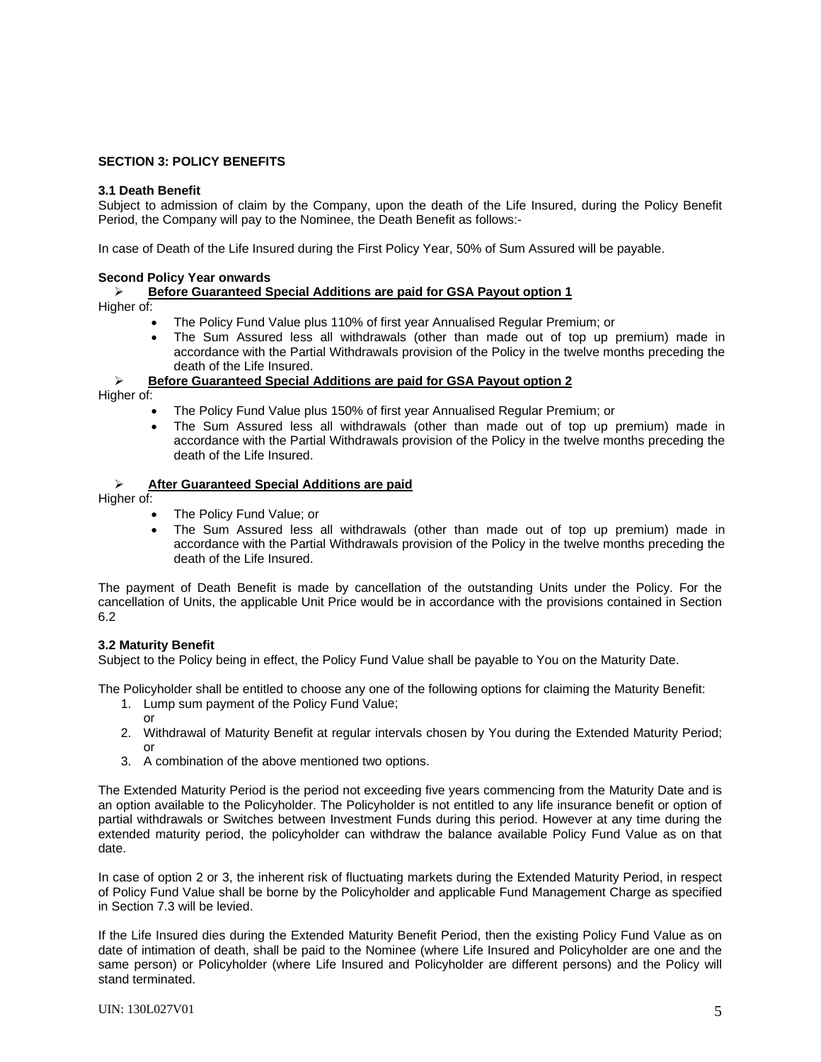## SECTION 3: POLICY BENEFITS

### 3.1 Death Benefit

Subject to admission of claim by the Company, upon the death of the Life Insured, during the Policy Benefit Period, the Company will pay to the Nominee, the Death Benefit as follows:-

In case of Death of the Life Insured during the First Policy Year, 50% of Sum Assured will be payable.

**Second Policy Year onwards**

- **<u>Before Guaranteed Special Additions are paid for GSA Payout option 1</u>**

Higher of:

- The Policy Fund Value plus 110% of first year Annualised Regular Premium; or
- The Sum Assured less all withdrawals (other than made out of top up premium) made in accordance with the Partial Withdrawals provision of the Policy in the twelve months preceding the death of the Life Insured.

- **<u>Before Guaranteed Special Additions are paid for GSA Payout option 2</u>**

Higher of:

- The Policy Fund Value plus 150% of first year Annualised Regular Premium; or
- The Sum Assured less all withdrawals (other than made out of top up premium) made in accordance with the Partial Withdrawals provision of the Policy in the twelve months preceding the death of the Life Insured.

- **<u>After Guaranteed Special Additions are paid</u>**

Higher of:

- The Policy Fund Value; or
- The Sum Assured less all withdrawals (other than made out of top up premium) made in accordance with the Partial Withdrawals provision of the Policy in the twelve months preceding the death of the Life Insured.

The payment of Death Benefit is made by cancellation of the outstanding Units under the Policy. For the cancellation of Units, the applicable Unit Price would be in accordance with the provisions contained in Section 6.2

### 3.2 Maturity Benefit

Subject to the Policy being in effect, the Policy Fund Value shall be payable to You on the Maturity Date.

The Policyholder shall be entitled to choose any one of the following options for claiming the Maturity Benefit:

1. Lump sum payment of the Policy Fund Value;
   or
2. Withdrawal of Maturity Benefit at regular intervals chosen by You during the Extended Maturity Period;
   or
3. A combination of the above mentioned two options.

The Extended Maturity Period is the period not exceeding five years commencing from the Maturity Date and is an option available to the Policyholder. The Policyholder is not entitled to any life insurance benefit or option of partial withdrawals or Switches between Investment Funds during this period. However at any time during the extended maturity period, the policyholder can withdraw the balance available Policy Fund Value as on that date.

In case of option 2 or 3, the inherent risk of fluctuating markets during the Extended Maturity Period, in respect of Policy Fund Value shall be borne by the Policyholder and applicable Fund Management Charge as specified in Section 7.3 will be levied.

If the Life Insured dies during the Extended Maturity Benefit Period, then the existing Policy Fund Value as on date of intimation of death, shall be paid to the Nominee (where Life Insured and Policyholder are one and the same person) or Policyholder (where Life Insured and Policyholder are different persons) and the Policy will stand terminated.

UIN: 130L027V01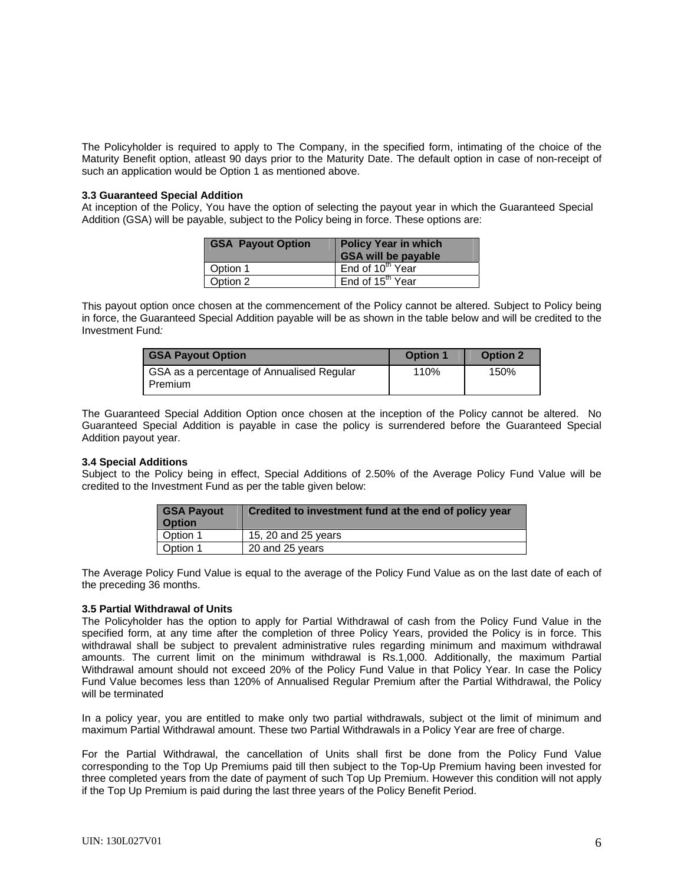The Policyholder is required to apply to The Company, in the specified form, intimating of the choice of the Maturity Benefit option, atleast 90 days prior to the Maturity Date. The default option in case of non-receipt of such an application would be Option 1 as mentioned above.

**3.3 Guaranteed Special Addition**

At inception of the Policy, You have the option of selecting the payout year in which the Guaranteed Special Addition (GSA) will be payable, subject to the Policy being in force. These options are:

| GSA Payout Option | Policy Year in which GSA will be payable |
|---|---|
| Option 1 | End of 10th Year |
| Option 2 | End of 15th Year |

This payout option once chosen at the commencement of the Policy cannot be altered. Subject to Policy being in force, the Guaranteed Special Addition payable will be as shown in the table below and will be credited to the Investment Fund*:*

| GSA Payout Option | Option 1 | Option 2 |
|---|---|---|
| GSA as a percentage of Annualised Regular Premium | 110% | 150% |

The Guaranteed Special Addition Option once chosen at the inception of the Policy cannot be altered. No Guaranteed Special Addition is payable in case the policy is surrendered before the Guaranteed Special Addition payout year.

**3.4 Special Additions**

Subject to the Policy being in effect, Special Additions of 2.50% of the Average Policy Fund Value will be credited to the Investment Fund as per the table given below:

| GSA Payout Option | Credited to investment fund at the end of policy year |
|---|---|
| Option 1 | 15, 20 and 25 years |
| Option 1 | 20 and 25 years |

The Average Policy Fund Value is equal to the average of the Policy Fund Value as on the last date of each of the preceding 36 months.

**3.5 Partial Withdrawal of Units**

The Policyholder has the option to apply for Partial Withdrawal of cash from the Policy Fund Value in the specified form, at any time after the completion of three Policy Years, provided the Policy is in force. This withdrawal shall be subject to prevalent administrative rules regarding minimum and maximum withdrawal amounts. The current limit on the minimum withdrawal is Rs.1,000. Additionally, the maximum Partial Withdrawal amount should not exceed 20% of the Policy Fund Value in that Policy Year. In case the Policy Fund Value becomes less than 120% of Annualised Regular Premium after the Partial Withdrawal, the Policy will be terminated

In a policy year, you are entitled to make only two partial withdrawals, subject ot the limit of minimum and maximum Partial Withdrawal amount. These two Partial Withdrawals in a Policy Year are free of charge.

For the Partial Withdrawal, the cancellation of Units shall first be done from the Policy Fund Value corresponding to the Top Up Premiums paid till then subject to the Top-Up Premium having been invested for three completed years from the date of payment of such Top Up Premium. However this condition will not apply if the Top Up Premium is paid during the last three years of the Policy Benefit Period.

UIN: 130L027V01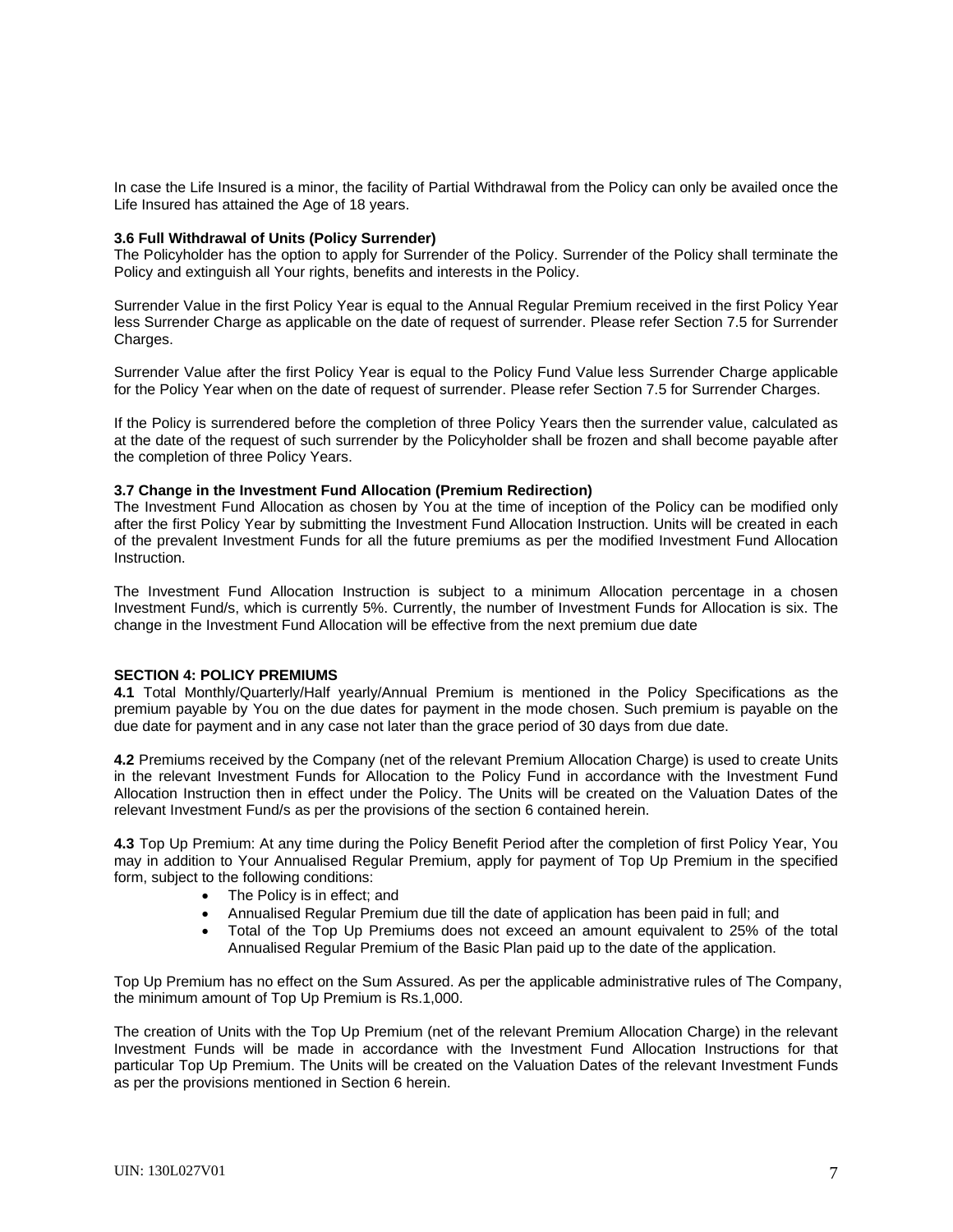In case the Life Insured is a minor, the facility of Partial Withdrawal from the Policy can only be availed once the Life Insured has attained the Age of 18 years.

### 3.6 Full Withdrawal of Units (Policy Surrender)

The Policyholder has the option to apply for Surrender of the Policy. Surrender of the Policy shall terminate the Policy and extinguish all Your rights, benefits and interests in the Policy.

Surrender Value in the first Policy Year is equal to the Annual Regular Premium received in the first Policy Year less Surrender Charge as applicable on the date of request of surrender. Please refer Section 7.5 for Surrender Charges.

Surrender Value after the first Policy Year is equal to the Policy Fund Value less Surrender Charge applicable for the Policy Year when on the date of request of surrender. Please refer Section 7.5 for Surrender Charges.

If the Policy is surrendered before the completion of three Policy Years then the surrender value, calculated as at the date of the request of such surrender by the Policyholder shall be frozen and shall become payable after the completion of three Policy Years.

### 3.7 Change in the Investment Fund Allocation (Premium Redirection)

The Investment Fund Allocation as chosen by You at the time of inception of the Policy can be modified only after the first Policy Year by submitting the Investment Fund Allocation Instruction. Units will be created in each of the prevalent Investment Funds for all the future premiums as per the modified Investment Fund Allocation Instruction.

The Investment Fund Allocation Instruction is subject to a minimum Allocation percentage in a chosen Investment Fund/s, which is currently 5%. Currently, the number of Investment Funds for Allocation is six. The change in the Investment Fund Allocation will be effective from the next premium due date

## SECTION 4: POLICY PREMIUMS

**4.1** Total Monthly/Quarterly/Half yearly/Annual Premium is mentioned in the Policy Specifications as the premium payable by You on the due dates for payment in the mode chosen. Such premium is payable on the due date for payment and in any case not later than the grace period of 30 days from due date.

**4.2** Premiums received by the Company (net of the relevant Premium Allocation Charge) is used to create Units in the relevant Investment Funds for Allocation to the Policy Fund in accordance with the Investment Fund Allocation Instruction then in effect under the Policy. The Units will be created on the Valuation Dates of the relevant Investment Fund/s as per the provisions of the section 6 contained herein.

**4.3** Top Up Premium: At any time during the Policy Benefit Period after the completion of first Policy Year, You may in addition to Your Annualised Regular Premium, apply for payment of Top Up Premium in the specified form, subject to the following conditions:

- The Policy is in effect; and
- Annualised Regular Premium due till the date of application has been paid in full; and
- Total of the Top Up Premiums does not exceed an amount equivalent to 25% of the total Annualised Regular Premium of the Basic Plan paid up to the date of the application.

Top Up Premium has no effect on the Sum Assured. As per the applicable administrative rules of The Company, the minimum amount of Top Up Premium is Rs.1,000.

The creation of Units with the Top Up Premium (net of the relevant Premium Allocation Charge) in the relevant Investment Funds will be made in accordance with the Investment Fund Allocation Instructions for that particular Top Up Premium. The Units will be created on the Valuation Dates of the relevant Investment Funds as per the provisions mentioned in Section 6 herein.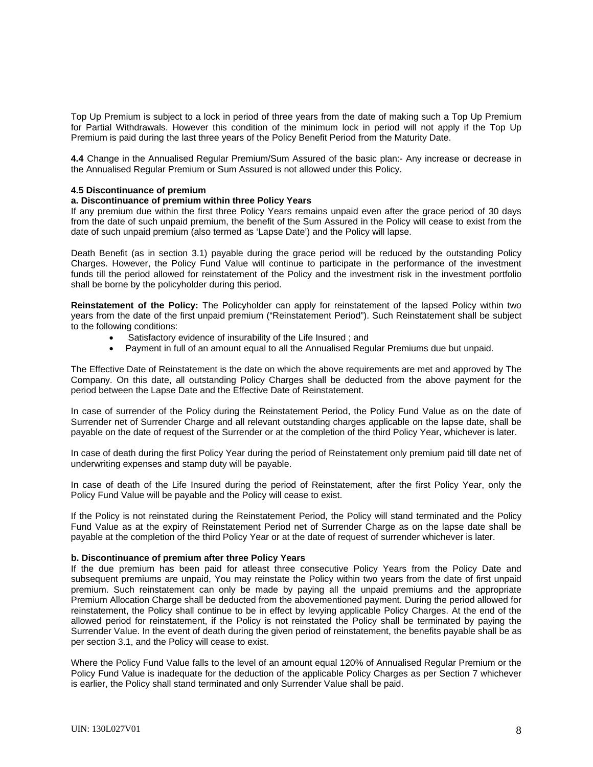Top Up Premium is subject to a lock in period of three years from the date of making such a Top Up Premium for Partial Withdrawals. However this condition of the minimum lock in period will not apply if the Top Up Premium is paid during the last three years of the Policy Benefit Period from the Maturity Date.

**4.4** Change in the Annualised Regular Premium/Sum Assured of the basic plan:- Any increase or decrease in the Annualised Regular Premium or Sum Assured is not allowed under this Policy.

**4.5 Discontinuance of premium**

**a. Discontinuance of premium within three Policy Years**

If any premium due within the first three Policy Years remains unpaid even after the grace period of 30 days from the date of such unpaid premium, the benefit of the Sum Assured in the Policy will cease to exist from the date of such unpaid premium (also termed as 'Lapse Date') and the Policy will lapse.

Death Benefit (as in section 3.1) payable during the grace period will be reduced by the outstanding Policy Charges. However, the Policy Fund Value will continue to participate in the performance of the investment funds till the period allowed for reinstatement of the Policy and the investment risk in the investment portfolio shall be borne by the policyholder during this period.

**Reinstatement of the Policy:** The Policyholder can apply for reinstatement of the lapsed Policy within two years from the date of the first unpaid premium ("Reinstatement Period"). Such Reinstatement shall be subject to the following conditions:

- Satisfactory evidence of insurability of the Life Insured ; and
- Payment in full of an amount equal to all the Annualised Regular Premiums due but unpaid.

The Effective Date of Reinstatement is the date on which the above requirements are met and approved by The Company. On this date, all outstanding Policy Charges shall be deducted from the above payment for the period between the Lapse Date and the Effective Date of Reinstatement.

In case of surrender of the Policy during the Reinstatement Period, the Policy Fund Value as on the date of Surrender net of Surrender Charge and all relevant outstanding charges applicable on the lapse date, shall be payable on the date of request of the Surrender or at the completion of the third Policy Year, whichever is later.

In case of death during the first Policy Year during the period of Reinstatement only premium paid till date net of underwriting expenses and stamp duty will be payable.

In case of death of the Life Insured during the period of Reinstatement, after the first Policy Year, only the Policy Fund Value will be payable and the Policy will cease to exist.

If the Policy is not reinstated during the Reinstatement Period, the Policy will stand terminated and the Policy Fund Value as at the expiry of Reinstatement Period net of Surrender Charge as on the lapse date shall be payable at the completion of the third Policy Year or at the date of request of surrender whichever is later.

**b. Discontinuance of premium after three Policy Years**

If the due premium has been paid for atleast three consecutive Policy Years from the Policy Date and subsequent premiums are unpaid, You may reinstate the Policy within two years from the date of first unpaid premium. Such reinstatement can only be made by paying all the unpaid premiums and the appropriate Premium Allocation Charge shall be deducted from the abovementioned payment. During the period allowed for reinstatement, the Policy shall continue to be in effect by levying applicable Policy Charges. At the end of the allowed period for reinstatement, if the Policy is not reinstated the Policy shall be terminated by paying the Surrender Value. In the event of death during the given period of reinstatement, the benefits payable shall be as per section 3.1, and the Policy will cease to exist.

Where the Policy Fund Value falls to the level of an amount equal 120% of Annualised Regular Premium or the Policy Fund Value is inadequate for the deduction of the applicable Policy Charges as per Section 7 whichever is earlier, the Policy shall stand terminated and only Surrender Value shall be paid.

UIN: 130L027V01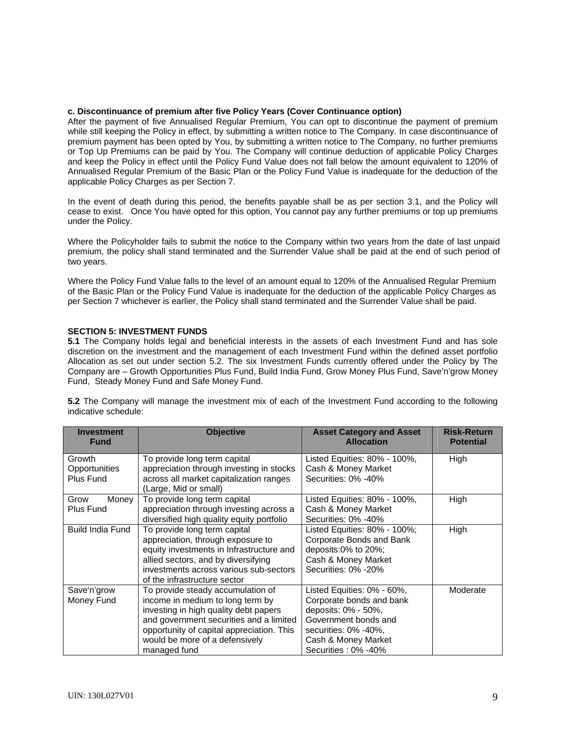**c. Discontinuance of premium after five Policy Years (Cover Continuance option)**

After the payment of five Annualised Regular Premium, You can opt to discontinue the payment of premium while still keeping the Policy in effect, by submitting a written notice to The Company. In case discontinuance of premium payment has been opted by You, by submitting a written notice to The Company, no further premiums or Top Up Premiums can be paid by You. The Company will continue deduction of applicable Policy Charges and keep the Policy in effect until the Policy Fund Value does not fall below the amount equivalent to 120% of Annualised Regular Premium of the Basic Plan or the Policy Fund Value is inadequate for the deduction of the applicable Policy Charges as per Section 7.

In the event of death during this period, the benefits payable shall be as per section 3.1, and the Policy will cease to exist. Once You have opted for this option, You cannot pay any further premiums or top up premiums under the Policy.

Where the Policyholder fails to submit the notice to the Company within two years from the date of last unpaid premium, the policy shall stand terminated and the Surrender Value shall be paid at the end of such period of two years.

Where the Policy Fund Value falls to the level of an amount equal to 120% of the Annualised Regular Premium of the Basic Plan or the Policy Fund Value is inadequate for the deduction of the applicable Policy Charges as per Section 7 whichever is earlier, the Policy shall stand terminated and the Surrender Value shall be paid.

**SECTION 5: INVESTMENT FUNDS**

**5.1** The Company holds legal and beneficial interests in the assets of each Investment Fund and has sole discretion on the investment and the management of each Investment Fund within the defined asset portfolio Allocation as set out under section 5.2. The six Investment Funds currently offered under the Policy by The Company are – Growth Opportunities Plus Fund, Build India Fund, Grow Money Plus Fund, Save'n'grow Money Fund, Steady Money Fund and Safe Money Fund.

**5.2** The Company will manage the investment mix of each of the Investment Fund according to the following indicative schedule:

| Investment Fund | Objective | Asset Category and Asset Allocation | Risk-Return Potential |
|---|---|---|---|
| Growth Opportunities Plus Fund | To provide long term capital appreciation through investing in stocks across all market capitalization ranges (Large, Mid or small) | Listed Equities: 80% - 100%, Cash & Money Market Securities: 0% -40% | High |
| Grow Money Plus Fund | To provide long term capital appreciation through investing across a diversified high quality equity portfolio | Listed Equities: 80% - 100%, Cash & Money Market Securities: 0% -40% | High |
| Build India Fund | To provide long term capital appreciation, through exposure to equity investments in Infrastructure and allied sectors, and by diversifying investments across various sub-sectors of the infrastructure sector | Listed Equities: 80% - 100%; Corporate Bonds and Bank deposits:0% to 20%; Cash & Money Market Securities: 0% -20% | High |
| Save'n'grow Money Fund | To provide steady accumulation of income in medium to long term by investing in high quality debt papers and government securities and a limited opportunity of capital appreciation. This would be more of a defensively managed fund | Listed Equities: 0% - 60%, Corporate bonds and bank deposits: 0% - 50%, Government bonds and securities: 0% -40%, Cash & Money Market Securities : 0% -40% | Moderate |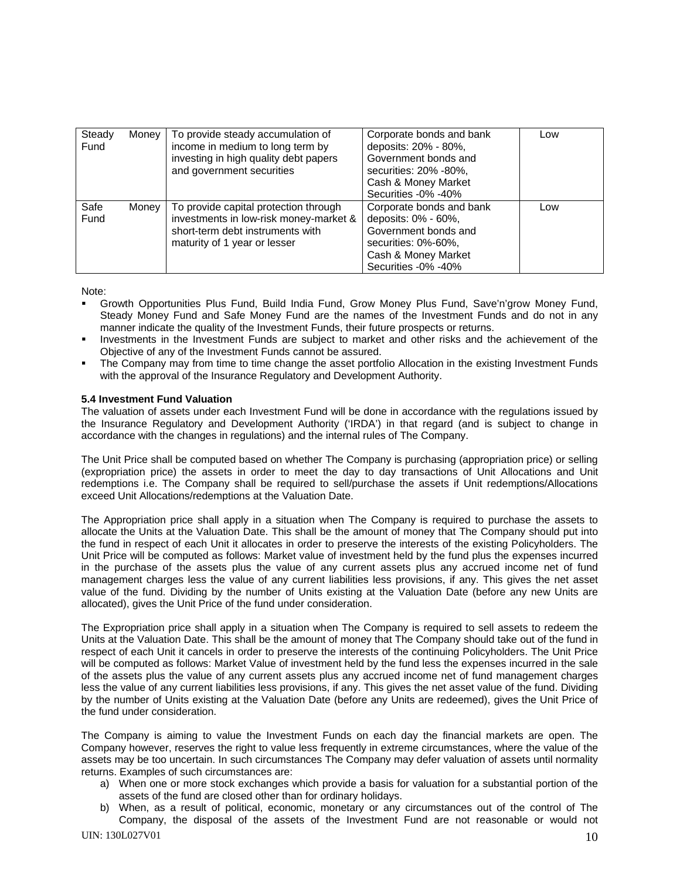| | | | |
|---|---|---|---|
| Steady Money Fund | To provide steady accumulation of income in medium to long term by investing in high quality debt papers and government securities | Corporate bonds and bank deposits: 20% - 80%, Government bonds and securities: 20% -80%, Cash & Money Market Securities -0% -40% | Low |
| Safe Money Fund | To provide capital protection through investments in low-risk money-market & short-term debt instruments with maturity of 1 year or lesser | Corporate bonds and bank deposits: 0% - 60%, Government bonds and securities: 0%-60%, Cash & Money Market Securities -0% -40% | Low |

Note:

- Growth Opportunities Plus Fund, Build India Fund, Grow Money Plus Fund, Save'n'grow Money Fund, Steady Money Fund and Safe Money Fund are the names of the Investment Funds and do not in any manner indicate the quality of the Investment Funds, their future prospects or returns.
- Investments in the Investment Funds are subject to market and other risks and the achievement of the Objective of any of the Investment Funds cannot be assured.
- The Company may from time to time change the asset portfolio Allocation in the existing Investment Funds with the approval of the Insurance Regulatory and Development Authority.

**5.4 Investment Fund Valuation**

The valuation of assets under each Investment Fund will be done in accordance with the regulations issued by the Insurance Regulatory and Development Authority ('IRDA') in that regard (and is subject to change in accordance with the changes in regulations) and the internal rules of The Company.

The Unit Price shall be computed based on whether The Company is purchasing (appropriation price) or selling (expropriation price) the assets in order to meet the day to day transactions of Unit Allocations and Unit redemptions i.e. The Company shall be required to sell/purchase the assets if Unit redemptions/Allocations exceed Unit Allocations/redemptions at the Valuation Date.

The Appropriation price shall apply in a situation when The Company is required to purchase the assets to allocate the Units at the Valuation Date. This shall be the amount of money that The Company should put into the fund in respect of each Unit it allocates in order to preserve the interests of the existing Policyholders. The Unit Price will be computed as follows: Market value of investment held by the fund plus the expenses incurred in the purchase of the assets plus the value of any current assets plus any accrued income net of fund management charges less the value of any current liabilities less provisions, if any. This gives the net asset value of the fund. Dividing by the number of Units existing at the Valuation Date (before any new Units are allocated), gives the Unit Price of the fund under consideration.

The Expropriation price shall apply in a situation when The Company is required to sell assets to redeem the Units at the Valuation Date. This shall be the amount of money that The Company should take out of the fund in respect of each Unit it cancels in order to preserve the interests of the continuing Policyholders. The Unit Price will be computed as follows: Market Value of investment held by the fund less the expenses incurred in the sale of the assets plus the value of any current assets plus any accrued income net of fund management charges less the value of any current liabilities less provisions, if any. This gives the net asset value of the fund. Dividing by the number of Units existing at the Valuation Date (before any Units are redeemed), gives the Unit Price of the fund under consideration.

The Company is aiming to value the Investment Funds on each day the financial markets are open. The Company however, reserves the right to value less frequently in extreme circumstances, where the value of the assets may be too uncertain. In such circumstances The Company may defer valuation of assets until normality returns. Examples of such circumstances are:

a) When one or more stock exchanges which provide a basis for valuation for a substantial portion of the assets of the fund are closed other than for ordinary holidays.
b) When, as a result of political, economic, monetary or any circumstances out of the control of The Company, the disposal of the assets of the Investment Fund are not reasonable or would not

UIN: 130L027V01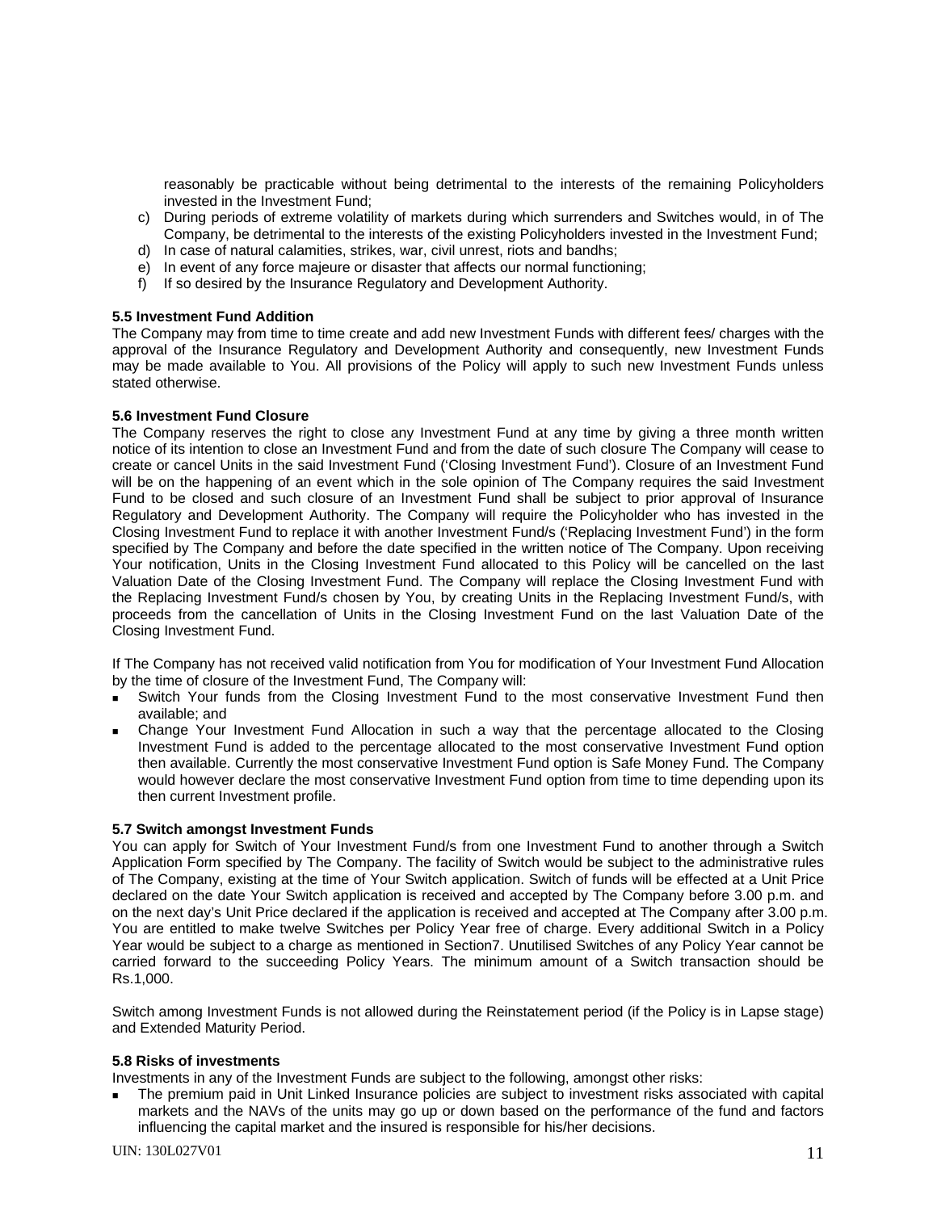reasonably be practicable without being detrimental to the interests of the remaining Policyholders invested in the Investment Fund;

c) During periods of extreme volatility of markets during which surrenders and Switches would, in of The Company, be detrimental to the interests of the existing Policyholders invested in the Investment Fund;
d) In case of natural calamities, strikes, war, civil unrest, riots and bandhs;
e) In event of any force majeure or disaster that affects our normal functioning;
f) If so desired by the Insurance Regulatory and Development Authority.

**5.5 Investment Fund Addition**

The Company may from time to time create and add new Investment Funds with different fees/ charges with the approval of the Insurance Regulatory and Development Authority and consequently, new Investment Funds may be made available to You. All provisions of the Policy will apply to such new Investment Funds unless stated otherwise.

**5.6 Investment Fund Closure**

The Company reserves the right to close any Investment Fund at any time by giving a three month written notice of its intention to close an Investment Fund and from the date of such closure The Company will cease to create or cancel Units in the said Investment Fund ('Closing Investment Fund'). Closure of an Investment Fund will be on the happening of an event which in the sole opinion of The Company requires the said Investment Fund to be closed and such closure of an Investment Fund shall be subject to prior approval of Insurance Regulatory and Development Authority. The Company will require the Policyholder who has invested in the Closing Investment Fund to replace it with another Investment Fund/s ('Replacing Investment Fund') in the form specified by The Company and before the date specified in the written notice of The Company. Upon receiving Your notification, Units in the Closing Investment Fund allocated to this Policy will be cancelled on the last Valuation Date of the Closing Investment Fund. The Company will replace the Closing Investment Fund with the Replacing Investment Fund/s chosen by You, by creating Units in the Replacing Investment Fund/s, with proceeds from the cancellation of Units in the Closing Investment Fund on the last Valuation Date of the Closing Investment Fund.

If The Company has not received valid notification from You for modification of Your Investment Fund Allocation by the time of closure of the Investment Fund, The Company will:

- Switch Your funds from the Closing Investment Fund to the most conservative Investment Fund then available; and
- Change Your Investment Fund Allocation in such a way that the percentage allocated to the Closing Investment Fund is added to the percentage allocated to the most conservative Investment Fund option then available. Currently the most conservative Investment Fund option is Safe Money Fund. The Company would however declare the most conservative Investment Fund option from time to time depending upon its then current Investment profile.

**5.7 Switch amongst Investment Funds**

You can apply for Switch of Your Investment Fund/s from one Investment Fund to another through a Switch Application Form specified by The Company. The facility of Switch would be subject to the administrative rules of The Company, existing at the time of Your Switch application. Switch of funds will be effected at a Unit Price declared on the date Your Switch application is received and accepted by The Company before 3.00 p.m. and on the next day's Unit Price declared if the application is received and accepted at The Company after 3.00 p.m. You are entitled to make twelve Switches per Policy Year free of charge. Every additional Switch in a Policy Year would be subject to a charge as mentioned in Section7. Unutilised Switches of any Policy Year cannot be carried forward to the succeeding Policy Years. The minimum amount of a Switch transaction should be Rs.1,000.

Switch among Investment Funds is not allowed during the Reinstatement period (if the Policy is in Lapse stage) and Extended Maturity Period.

**5.8 Risks of investments**

Investments in any of the Investment Funds are subject to the following, amongst other risks:

- The premium paid in Unit Linked Insurance policies are subject to investment risks associated with capital markets and the NAVs of the units may go up or down based on the performance of the fund and factors influencing the capital market and the insured is responsible for his/her decisions.

UIN: 130L027V01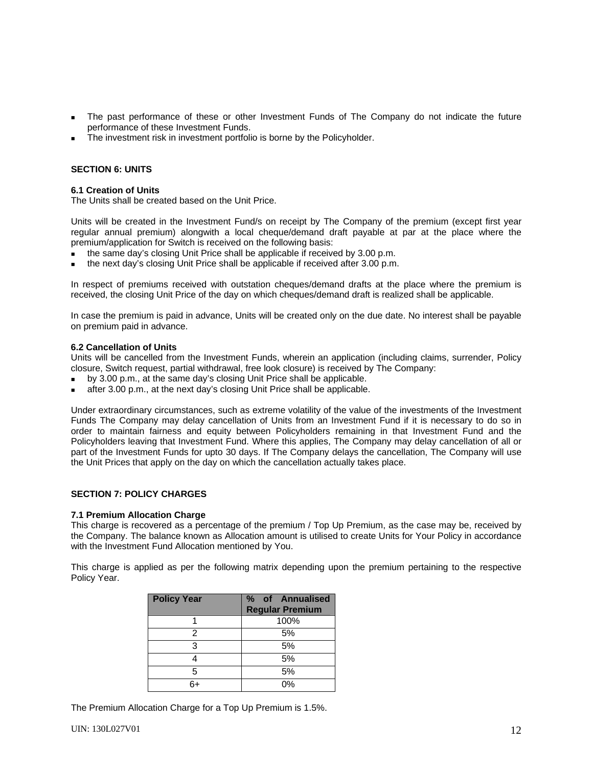- The past performance of these or other Investment Funds of The Company do not indicate the future performance of these Investment Funds.
- The investment risk in investment portfolio is borne by the Policyholder.

## SECTION 6: UNITS

### 6.1 Creation of Units

The Units shall be created based on the Unit Price.

Units will be created in the Investment Fund/s on receipt by The Company of the premium (except first year regular annual premium) alongwith a local cheque/demand draft payable at par at the place where the premium/application for Switch is received on the following basis:

- the same day's closing Unit Price shall be applicable if received by 3.00 p.m.
- the next day's closing Unit Price shall be applicable if received after 3.00 p.m.

In respect of premiums received with outstation cheques/demand drafts at the place where the premium is received, the closing Unit Price of the day on which cheques/demand draft is realized shall be applicable.

In case the premium is paid in advance, Units will be created only on the due date. No interest shall be payable on premium paid in advance.

### 6.2 Cancellation of Units

Units will be cancelled from the Investment Funds, wherein an application (including claims, surrender, Policy closure, Switch request, partial withdrawal, free look closure) is received by The Company:

- by 3.00 p.m., at the same day's closing Unit Price shall be applicable.
- after 3.00 p.m., at the next day's closing Unit Price shall be applicable.

Under extraordinary circumstances, such as extreme volatility of the value of the investments of the Investment Funds The Company may delay cancellation of Units from an Investment Fund if it is necessary to do so in order to maintain fairness and equity between Policyholders remaining in that Investment Fund and the Policyholders leaving that Investment Fund. Where this applies, The Company may delay cancellation of all or part of the Investment Funds for upto 30 days. If The Company delays the cancellation, The Company will use the Unit Prices that apply on the day on which the cancellation actually takes place.

## SECTION 7: POLICY CHARGES

### 7.1 Premium Allocation Charge

This charge is recovered as a percentage of the premium / Top Up Premium, as the case may be, received by the Company. The balance known as Allocation amount is utilised to create Units for Your Policy in accordance with the Investment Fund Allocation mentioned by You.

This charge is applied as per the following matrix depending upon the premium pertaining to the respective Policy Year.

| Policy Year | % of Annualised Regular Premium |
|---|---|
| 1 | 100% |
| 2 | 5% |
| 3 | 5% |
| 4 | 5% |
| 5 | 5% |
| 6+ | 0% |

The Premium Allocation Charge for a Top Up Premium is 1.5%.

UIN: 130L027V01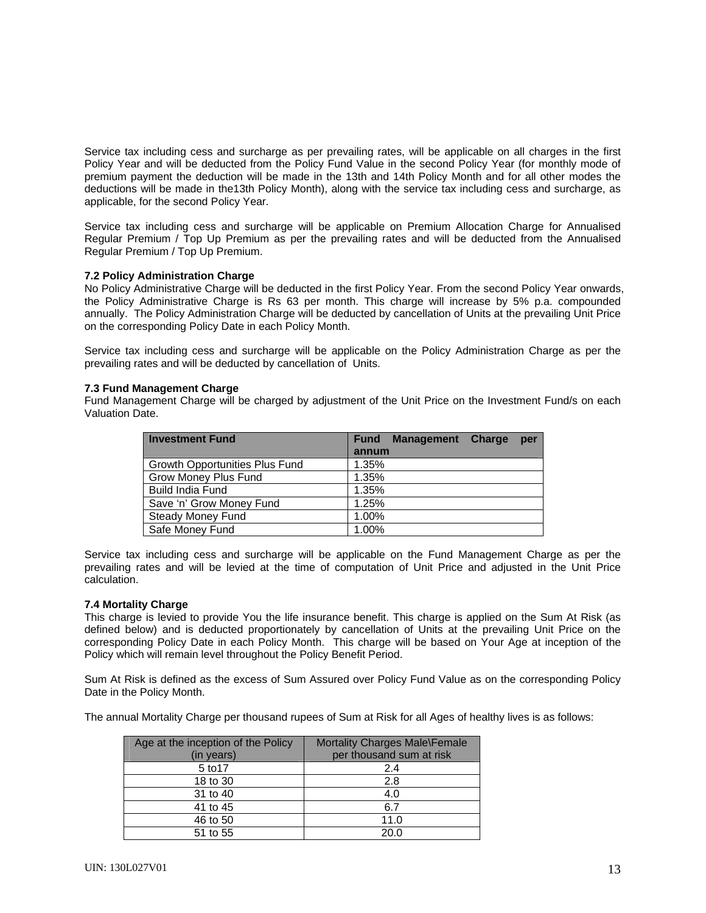Service tax including cess and surcharge as per prevailing rates, will be applicable on all charges in the first Policy Year and will be deducted from the Policy Fund Value in the second Policy Year (for monthly mode of premium payment the deduction will be made in the 13th and 14th Policy Month and for all other modes the deductions will be made in the13th Policy Month), along with the service tax including cess and surcharge, as applicable, for the second Policy Year.

Service tax including cess and surcharge will be applicable on Premium Allocation Charge for Annualised Regular Premium / Top Up Premium as per the prevailing rates and will be deducted from the Annualised Regular Premium / Top Up Premium.

**7.2 Policy Administration Charge**

No Policy Administrative Charge will be deducted in the first Policy Year. From the second Policy Year onwards, the Policy Administrative Charge is Rs 63 per month. This charge will increase by 5% p.a. compounded annually. The Policy Administration Charge will be deducted by cancellation of Units at the prevailing Unit Price on the corresponding Policy Date in each Policy Month.

Service tax including cess and surcharge will be applicable on the Policy Administration Charge as per the prevailing rates and will be deducted by cancellation of Units.

**7.3 Fund Management Charge**

Fund Management Charge will be charged by adjustment of the Unit Price on the Investment Fund/s on each Valuation Date.

| Investment Fund | Fund Management Charge per annum |
|---|---|
| Growth Opportunities Plus Fund | 1.35% |
| Grow Money Plus Fund | 1.35% |
| Build India Fund | 1.35% |
| Save 'n' Grow Money Fund | 1.25% |
| Steady Money Fund | 1.00% |
| Safe Money Fund | 1.00% |

Service tax including cess and surcharge will be applicable on the Fund Management Charge as per the prevailing rates and will be levied at the time of computation of Unit Price and adjusted in the Unit Price calculation.

**7.4 Mortality Charge**

This charge is levied to provide You the life insurance benefit. This charge is applied on the Sum At Risk (as defined below) and is deducted proportionately by cancellation of Units at the prevailing Unit Price on the corresponding Policy Date in each Policy Month. This charge will be based on Your Age at inception of the Policy which will remain level throughout the Policy Benefit Period.

Sum At Risk is defined as the excess of Sum Assured over Policy Fund Value as on the corresponding Policy Date in the Policy Month.

The annual Mortality Charge per thousand rupees of Sum at Risk for all Ages of healthy lives is as follows:

| Age at the inception of the Policy (in years) | Mortality Charges Male\Female per thousand sum at risk |
|---|---|
| 5 to17 | 2.4 |
| 18 to 30 | 2.8 |
| 31 to 40 | 4.0 |
| 41 to 45 | 6.7 |
| 46 to 50 | 11.0 |
| 51 to 55 | 20.0 |

UIN: 130L027V01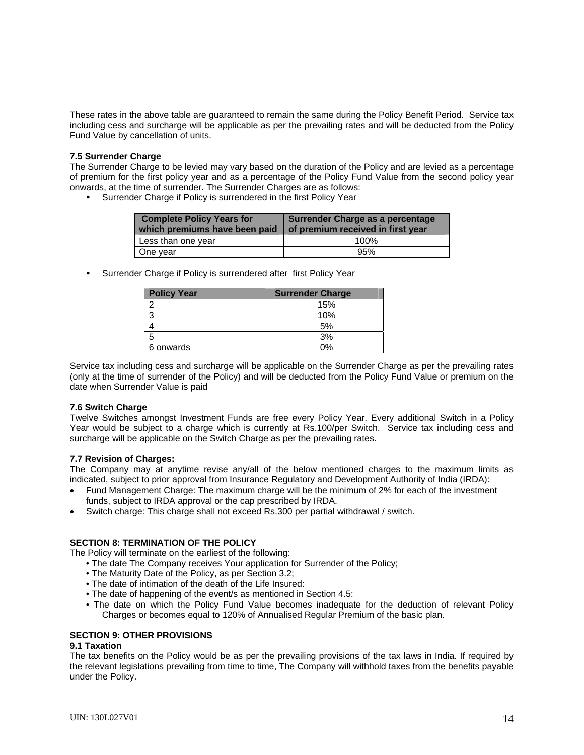These rates in the above table are guaranteed to remain the same during the Policy Benefit Period. Service tax including cess and surcharge will be applicable as per the prevailing rates and will be deducted from the Policy Fund Value by cancellation of units.

**7.5 Surrender Charge**

The Surrender Charge to be levied may vary based on the duration of the Policy and are levied as a percentage of premium for the first policy year and as a percentage of the Policy Fund Value from the second policy year onwards, at the time of surrender. The Surrender Charges are as follows:

- Surrender Charge if Policy is surrendered in the first Policy Year

| Complete Policy Years for which premiums have been paid | Surrender Charge as a percentage of premium received in first year |
|---|---|
| Less than one year | 100% |
| One year | 95% |

- Surrender Charge if Policy is surrendered after first Policy Year

| Policy Year | Surrender Charge |
|---|---|
| 2 | 15% |
| 3 | 10% |
| 4 | 5% |
| 5 | 3% |
| 6 onwards | 0% |

Service tax including cess and surcharge will be applicable on the Surrender Charge as per the prevailing rates (only at the time of surrender of the Policy) and will be deducted from the Policy Fund Value or premium on the date when Surrender Value is paid

**7.6 Switch Charge**

Twelve Switches amongst Investment Funds are free every Policy Year. Every additional Switch in a Policy Year would be subject to a charge which is currently at Rs.100/per Switch. Service tax including cess and surcharge will be applicable on the Switch Charge as per the prevailing rates.

**7.7 Revision of Charges:**

The Company may at anytime revise any/all of the below mentioned charges to the maximum limits as indicated, subject to prior approval from Insurance Regulatory and Development Authority of India (IRDA):

- Fund Management Charge: The maximum charge will be the minimum of 2% for each of the investment funds, subject to IRDA approval or the cap prescribed by IRDA.
- Switch charge: This charge shall not exceed Rs.300 per partial withdrawal / switch.

**SECTION 8: TERMINATION OF THE POLICY**

The Policy will terminate on the earliest of the following:

- The date The Company receives Your application for Surrender of the Policy;
- The Maturity Date of the Policy, as per Section 3.2;
- The date of intimation of the death of the Life Insured:
- The date of happening of the event/s as mentioned in Section 4.5:
- The date on which the Policy Fund Value becomes inadequate for the deduction of relevant Policy Charges or becomes equal to 120% of Annualised Regular Premium of the basic plan.

**SECTION 9: OTHER PROVISIONS**

**9.1 Taxation**

The tax benefits on the Policy would be as per the prevailing provisions of the tax laws in India. If required by the relevant legislations prevailing from time to time, The Company will withhold taxes from the benefits payable under the Policy.

UIN: 130L027V01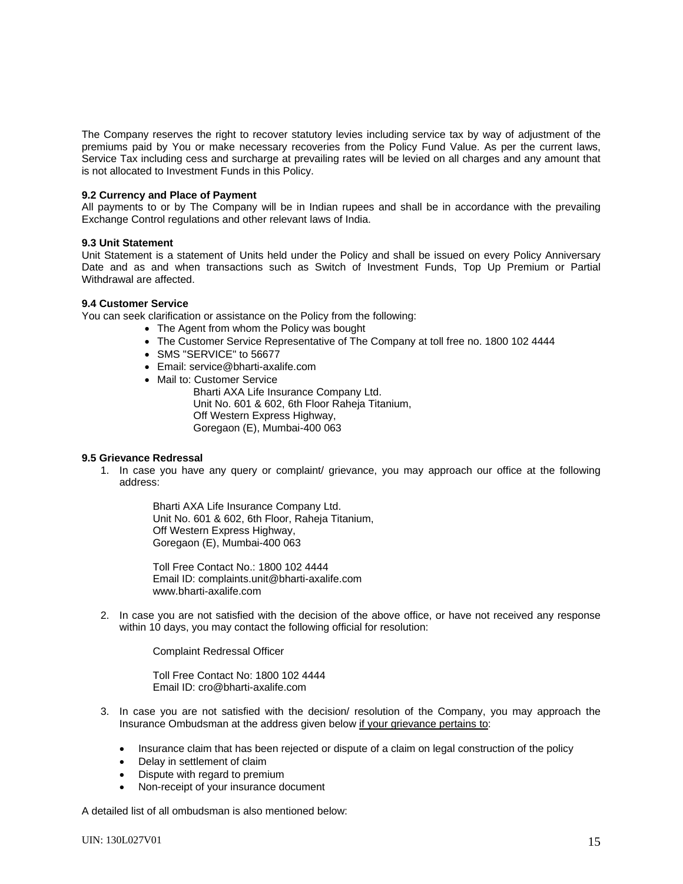The Company reserves the right to recover statutory levies including service tax by way of adjustment of the premiums paid by You or make necessary recoveries from the Policy Fund Value. As per the current laws, Service Tax including cess and surcharge at prevailing rates will be levied on all charges and any amount that is not allocated to Investment Funds in this Policy.

**9.2 Currency and Place of Payment**

All payments to or by The Company will be in Indian rupees and shall be in accordance with the prevailing Exchange Control regulations and other relevant laws of India.

**9.3 Unit Statement**

Unit Statement is a statement of Units held under the Policy and shall be issued on every Policy Anniversary Date and as and when transactions such as Switch of Investment Funds, Top Up Premium or Partial Withdrawal are affected.

**9.4 Customer Service**

You can seek clarification or assistance on the Policy from the following:

- The Agent from whom the Policy was bought
- The Customer Service Representative of The Company at toll free no. 1800 102 4444
- SMS "SERVICE" to 56677
- Email: service@bharti-axalife.com
- Mail to: Customer Service
  Bharti AXA Life Insurance Company Ltd.
  Unit No. 601 & 602, 6th Floor Raheja Titanium,
  Off Western Express Highway,
  Goregaon (E), Mumbai-400 063

**9.5 Grievance Redressal**

1. In case you have any query or complaint/ grievance, you may approach our office at the following address:

   Bharti AXA Life Insurance Company Ltd.
   Unit No. 601 & 602, 6th Floor, Raheja Titanium,
   Off Western Express Highway,
   Goregaon (E), Mumbai-400 063

   Toll Free Contact No.: 1800 102 4444
   Email ID: complaints.unit@bharti-axalife.com
   www.bharti-axalife.com

2. In case you are not satisfied with the decision of the above office, or have not received any response within 10 days, you may contact the following official for resolution:

   Complaint Redressal Officer

   Toll Free Contact No: 1800 102 4444
   Email ID: cro@bharti-axalife.com

3. In case you are not satisfied with the decision/ resolution of the Company, you may approach the Insurance Ombudsman at the address given below if your grievance pertains to:

   - Insurance claim that has been rejected or dispute of a claim on legal construction of the policy
   - Delay in settlement of claim
   - Dispute with regard to premium
   - Non-receipt of your insurance document

A detailed list of all ombudsman is also mentioned below: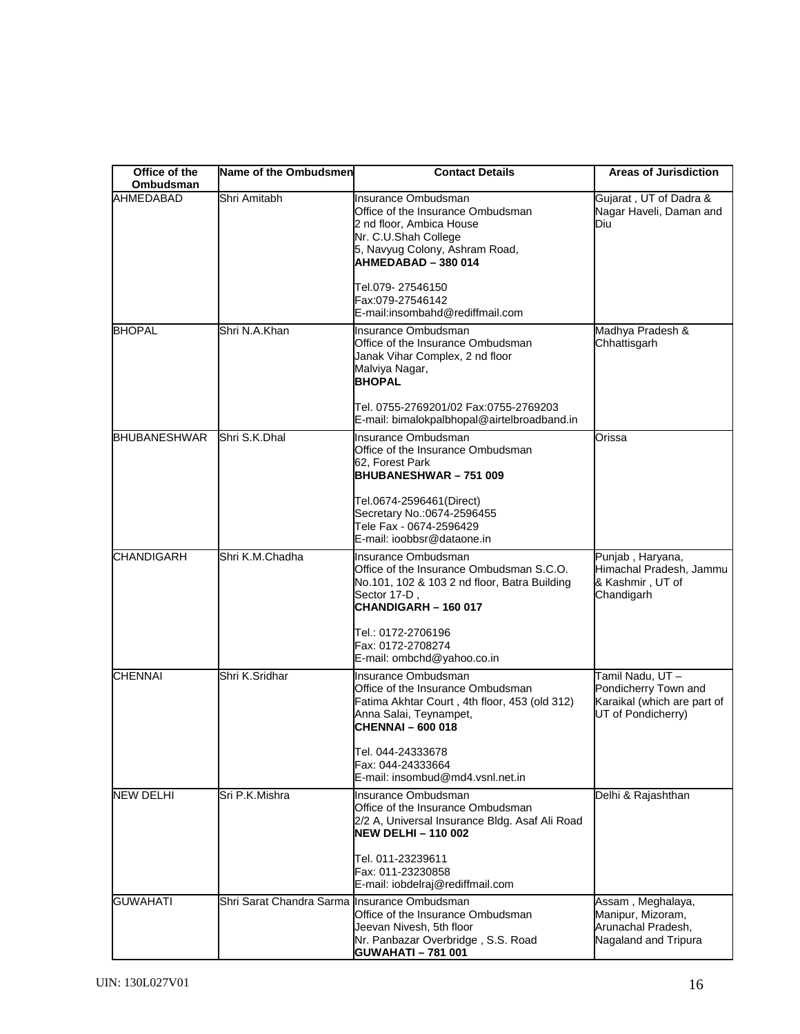| Office of the Ombudsman | Name of the Ombudsmen | Contact Details | Areas of Jurisdiction |
|---|---|---|---|
| AHMEDABAD | Shri Amitabh | Insurance Ombudsman<br>Office of the Insurance Ombudsman<br>2 nd floor, Ambica House<br>Nr. C.U.Shah College<br>5, Navyug Colony, Ashram Road,<br>**AHMEDABAD – 380 014**<br><br>Tel.079- 27546150<br>Fax:079-27546142<br>E-mail:insombahd@rediffmail.com | Gujarat , UT of Dadra & Nagar Haveli, Daman and Diu |
| BHOPAL | Shri N.A.Khan | Insurance Ombudsman<br>Office of the Insurance Ombudsman<br>Janak Vihar Complex, 2 nd floor<br>Malviya Nagar,<br>**BHOPAL**<br><br>Tel. 0755-2769201/02 Fax:0755-2769203<br>E-mail: bimalokpalbhopal@airtelbroadband.in | Madhya Pradesh & Chhattisgarh |
| BHUBANESHWAR | Shri S.K.Dhal | Insurance Ombudsman<br>Office of the Insurance Ombudsman<br>62, Forest Park<br>**BHUBANESHWAR – 751 009**<br><br>Tel.0674-2596461(Direct)<br>Secretary No.:0674-2596455<br>Tele Fax - 0674-2596429<br>E-mail: ioobbsr@dataone.in | Orissa |
| CHANDIGARH | Shri K.M.Chadha | Insurance Ombudsman<br>Office of the Insurance Ombudsman S.C.O. No.101, 102 & 103 2 nd floor, Batra Building Sector 17-D ,<br>**CHANDIGARH – 160 017**<br><br>Tel.: 0172-2706196<br>Fax: 0172-2708274<br>E-mail: ombchd@yahoo.co.in | Punjab , Haryana, Himachal Pradesh, Jammu & Kashmir , UT of Chandigarh |
| CHENNAI | Shri K.Sridhar | Insurance Ombudsman<br>Office of the Insurance Ombudsman<br>Fatima Akhtar Court , 4th floor, 453 (old 312)<br>Anna Salai, Teynampet,<br>**CHENNAI – 600 018**<br><br>Tel. 044-24333678<br>Fax: 044-24333664<br>E-mail: insombud@md4.vsnl.net.in | Tamil Nadu, UT – Pondicherry Town and Karaikal (which are part of UT of Pondicherry) |
| NEW DELHI | Sri P.K.Mishra | Insurance Ombudsman<br>Office of the Insurance Ombudsman<br>2/2 A, Universal Insurance Bldg. Asaf Ali Road<br>**NEW DELHI – 110 002**<br><br>Tel. 011-23239611<br>Fax: 011-23230858<br>E-mail: iobdelraj@rediffmail.com | Delhi & Rajashthan |
| GUWAHATI | Shri Sarat Chandra Sarma | Insurance Ombudsman<br>Office of the Insurance Ombudsman<br>Jeevan Nivesh, 5th floor<br>Nr. Panbazar Overbridge , S.S. Road<br>**GUWAHATI – 781 001** | Assam , Meghalaya, Manipur, Mizoram, Arunachal Pradesh, Nagaland and Tripura |

UIN: 130L027V01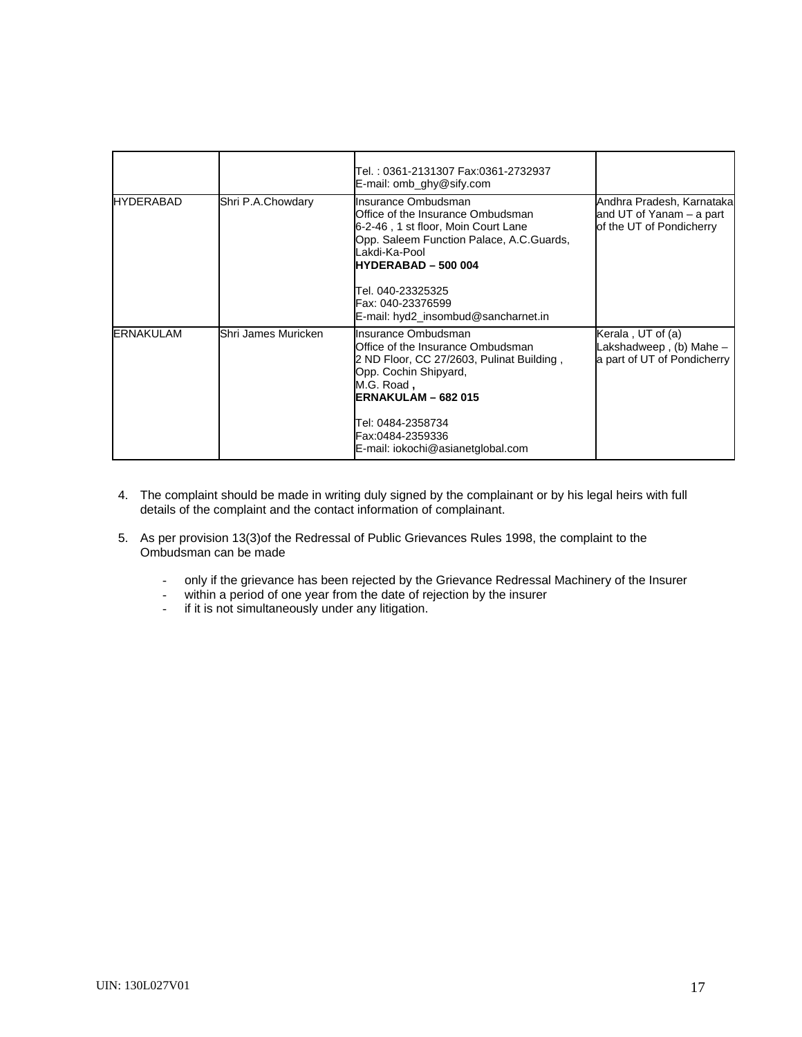| | | | |
|---|---|---|---|
| | | Tel. : 0361-2131307 Fax:0361-2732937<br>E-mail: omb_ghy@sify.com | |
| HYDERABAD | Shri P.A.Chowdary | Insurance Ombudsman<br>Office of the Insurance Ombudsman<br>6-2-46 , 1 st floor, Moin Court Lane<br>Opp. Saleem Function Palace, A.C.Guards, Lakdi-Ka-Pool<br>**HYDERABAD – 500 004**<br><br>Tel. 040-23325325<br>Fax: 040-23376599<br>E-mail: hyd2_insombud@sancharnet.in | Andhra Pradesh, Karnataka and UT of Yanam – a part of the UT of Pondicherry |
| ERNAKULAM | Shri James Muricken | Insurance Ombudsman<br>Office of the Insurance Ombudsman<br>2 ND Floor, CC 27/2603, Pulinat Building ,<br>Opp. Cochin Shipyard,<br>M.G. Road **,**<br>**ERNAKULAM – 682 015**<br><br>Tel: 0484-2358734<br>Fax:0484-2359336<br>E-mail: iokochi@asianetglobal.com | Kerala , UT of (a) Lakshadweep , (b) Mahe – a part of UT of Pondicherry |

4. The complaint should be made in writing duly signed by the complainant or by his legal heirs with full details of the complaint and the contact information of complainant.

5. As per provision 13(3)of the Redressal of Public Grievances Rules 1998, the complaint to the Ombudsman can be made

   - only if the grievance has been rejected by the Grievance Redressal Machinery of the Insurer
   - within a period of one year from the date of rejection by the insurer
   - if it is not simultaneously under any litigation.

UIN: 130L027V01